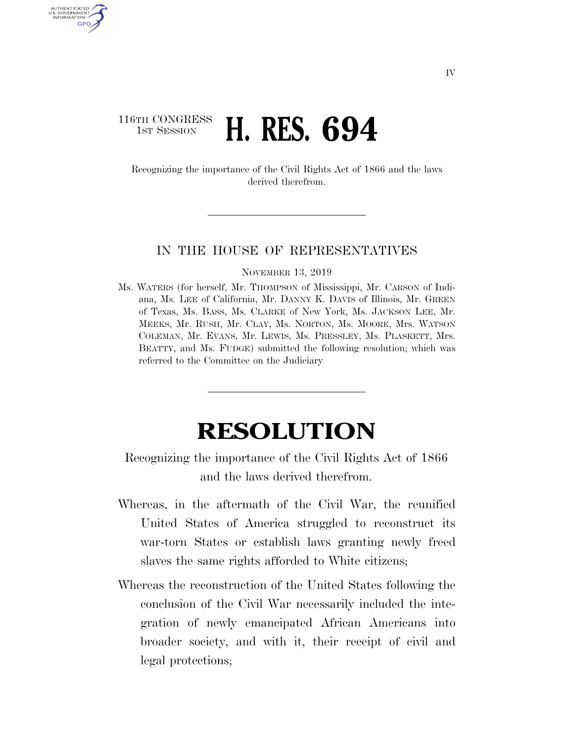116TH CONGRESS
1ST SESSION

# H. RES. 694

Recognizing the importance of the Civil Rights Act of 1866 and the laws derived therefrom.

IN THE HOUSE OF REPRESENTATIVES

NOVEMBER 13, 2019

Ms. WATERS (for herself, Mr. THOMPSON of Mississippi, Mr. CARSON of Indiana, Ms. LEE of California, Mr. DANNY K. DAVIS of Illinois, Mr. GREEN of Texas, Ms. BASS, Ms. CLARKE of New York, Ms. JACKSON LEE, Mr. MEEKS, Mr. RUSH, Mr. CLAY, Ms. NORTON, Ms. MOORE, Mrs. WATSON COLEMAN, Mr. EVANS, Mr. LEWIS, Ms. PRESSLEY, Ms. PLASKETT, Mrs. BEATTY, and Ms. FUDGE) submitted the following resolution; which was referred to the Committee on the Judiciary

# RESOLUTION

Recognizing the importance of the Civil Rights Act of 1866 and the laws derived therefrom.

Whereas, in the aftermath of the Civil War, the reunified United States of America struggled to reconstruct its war-torn States or establish laws granting newly freed slaves the same rights afforded to White citizens;

Whereas the reconstruction of the United States following the conclusion of the Civil War necessarily included the integration of newly emancipated African Americans into broader society, and with it, their receipt of civil and legal protections;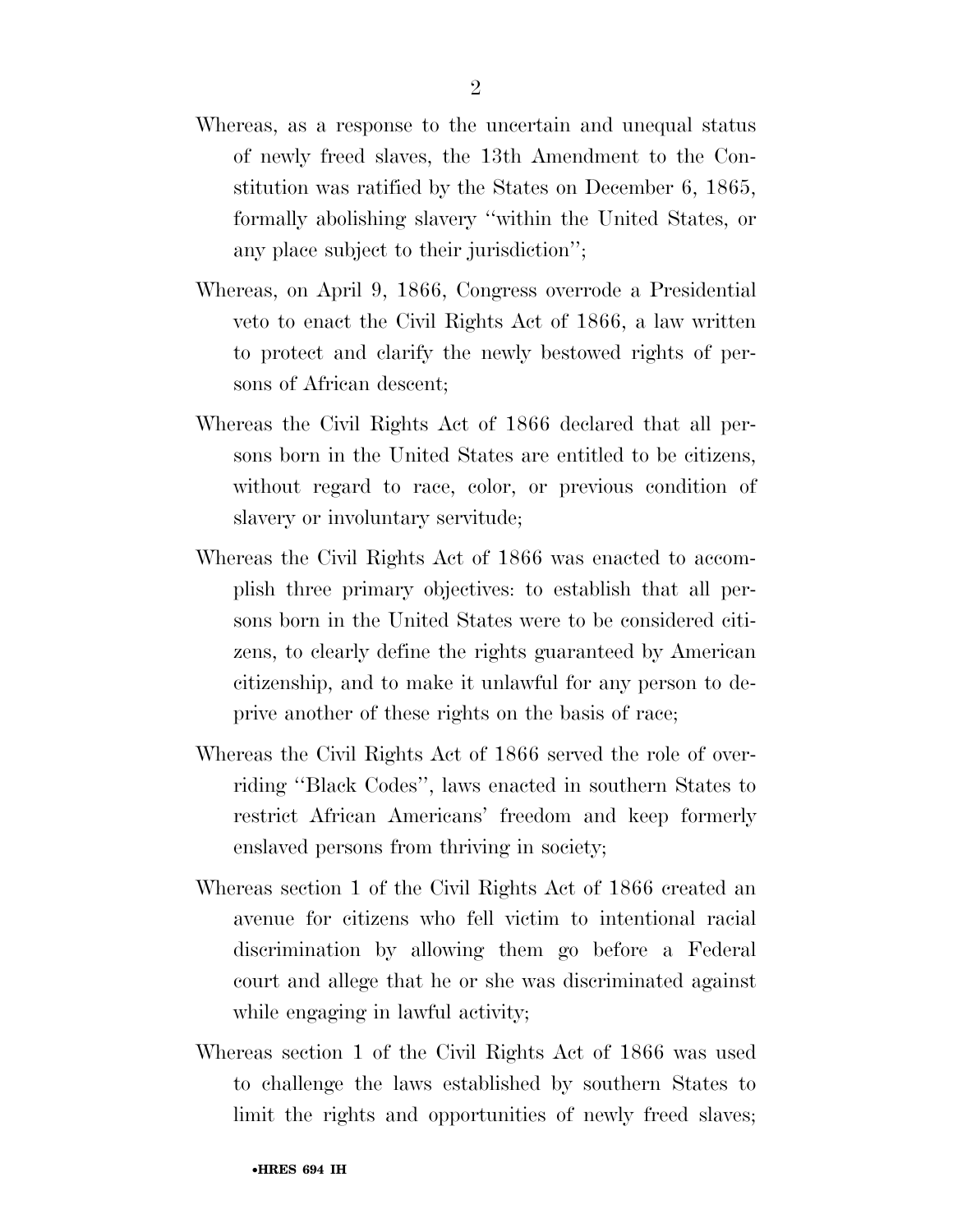Whereas, as a response to the uncertain and unequal status of newly freed slaves, the 13th Amendment to the Constitution was ratified by the States on December 6, 1865, formally abolishing slavery "within the United States, or any place subject to their jurisdiction";

Whereas, on April 9, 1866, Congress overrode a Presidential veto to enact the Civil Rights Act of 1866, a law written to protect and clarify the newly bestowed rights of persons of African descent;

Whereas the Civil Rights Act of 1866 declared that all persons born in the United States are entitled to be citizens, without regard to race, color, or previous condition of slavery or involuntary servitude;

Whereas the Civil Rights Act of 1866 was enacted to accomplish three primary objectives: to establish that all persons born in the United States were to be considered citizens, to clearly define the rights guaranteed by American citizenship, and to make it unlawful for any person to deprive another of these rights on the basis of race;

Whereas the Civil Rights Act of 1866 served the role of overriding "Black Codes", laws enacted in southern States to restrict African Americans' freedom and keep formerly enslaved persons from thriving in society;

Whereas section 1 of the Civil Rights Act of 1866 created an avenue for citizens who fell victim to intentional racial discrimination by allowing them go before a Federal court and allege that he or she was discriminated against while engaging in lawful activity;

Whereas section 1 of the Civil Rights Act of 1866 was used to challenge the laws established by southern States to limit the rights and opportunities of newly freed slaves;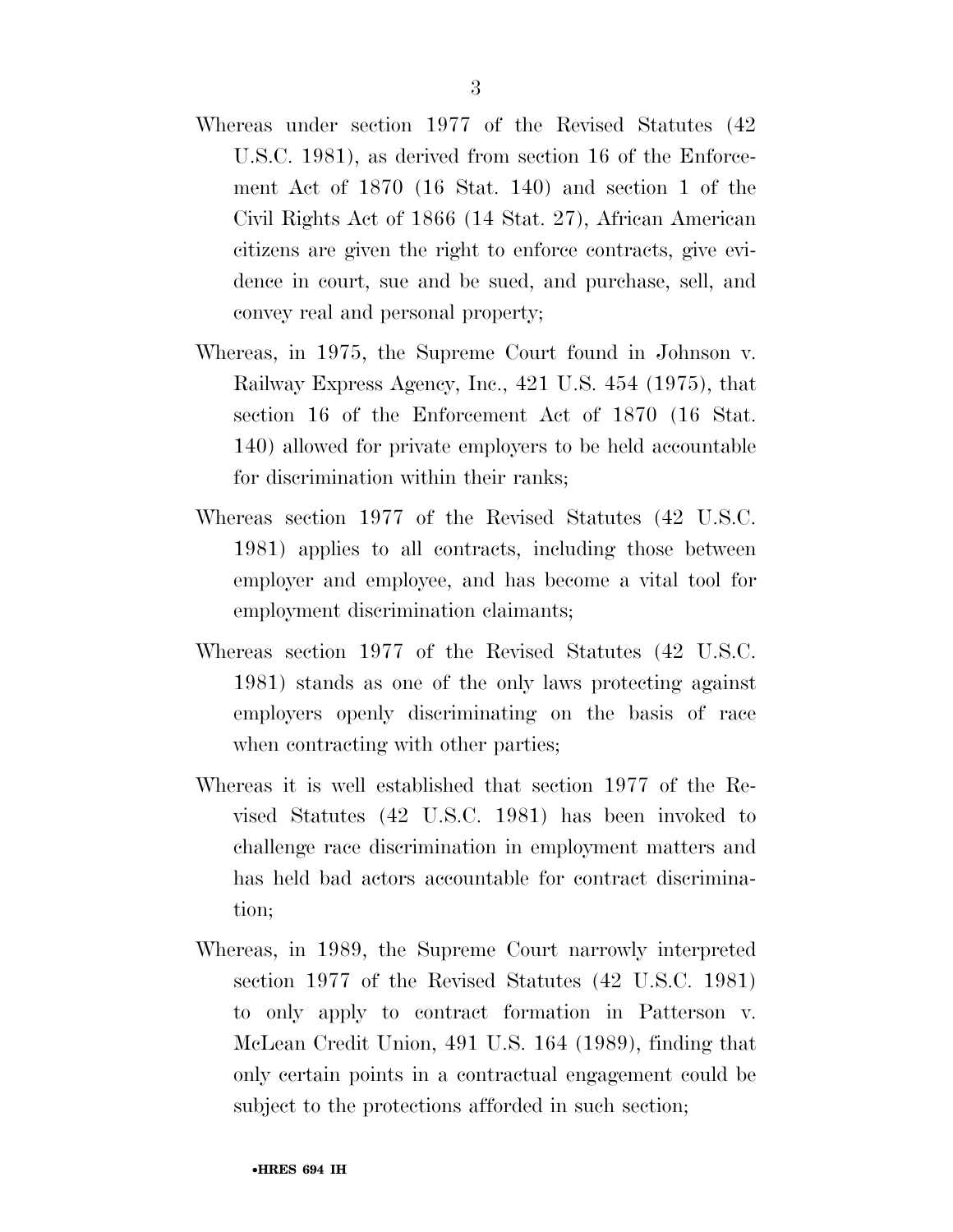Whereas under section 1977 of the Revised Statutes (42 U.S.C. 1981), as derived from section 16 of the Enforcement Act of 1870 (16 Stat. 140) and section 1 of the Civil Rights Act of 1866 (14 Stat. 27), African American citizens are given the right to enforce contracts, give evidence in court, sue and be sued, and purchase, sell, and convey real and personal property;

Whereas, in 1975, the Supreme Court found in Johnson v. Railway Express Agency, Inc., 421 U.S. 454 (1975), that section 16 of the Enforcement Act of 1870 (16 Stat. 140) allowed for private employers to be held accountable for discrimination within their ranks;

Whereas section 1977 of the Revised Statutes (42 U.S.C. 1981) applies to all contracts, including those between employer and employee, and has become a vital tool for employment discrimination claimants;

Whereas section 1977 of the Revised Statutes (42 U.S.C. 1981) stands as one of the only laws protecting against employers openly discriminating on the basis of race when contracting with other parties;

Whereas it is well established that section 1977 of the Revised Statutes (42 U.S.C. 1981) has been invoked to challenge race discrimination in employment matters and has held bad actors accountable for contract discrimination;

Whereas, in 1989, the Supreme Court narrowly interpreted section 1977 of the Revised Statutes (42 U.S.C. 1981) to only apply to contract formation in Patterson v. McLean Credit Union, 491 U.S. 164 (1989), finding that only certain points in a contractual engagement could be subject to the protections afforded in such section;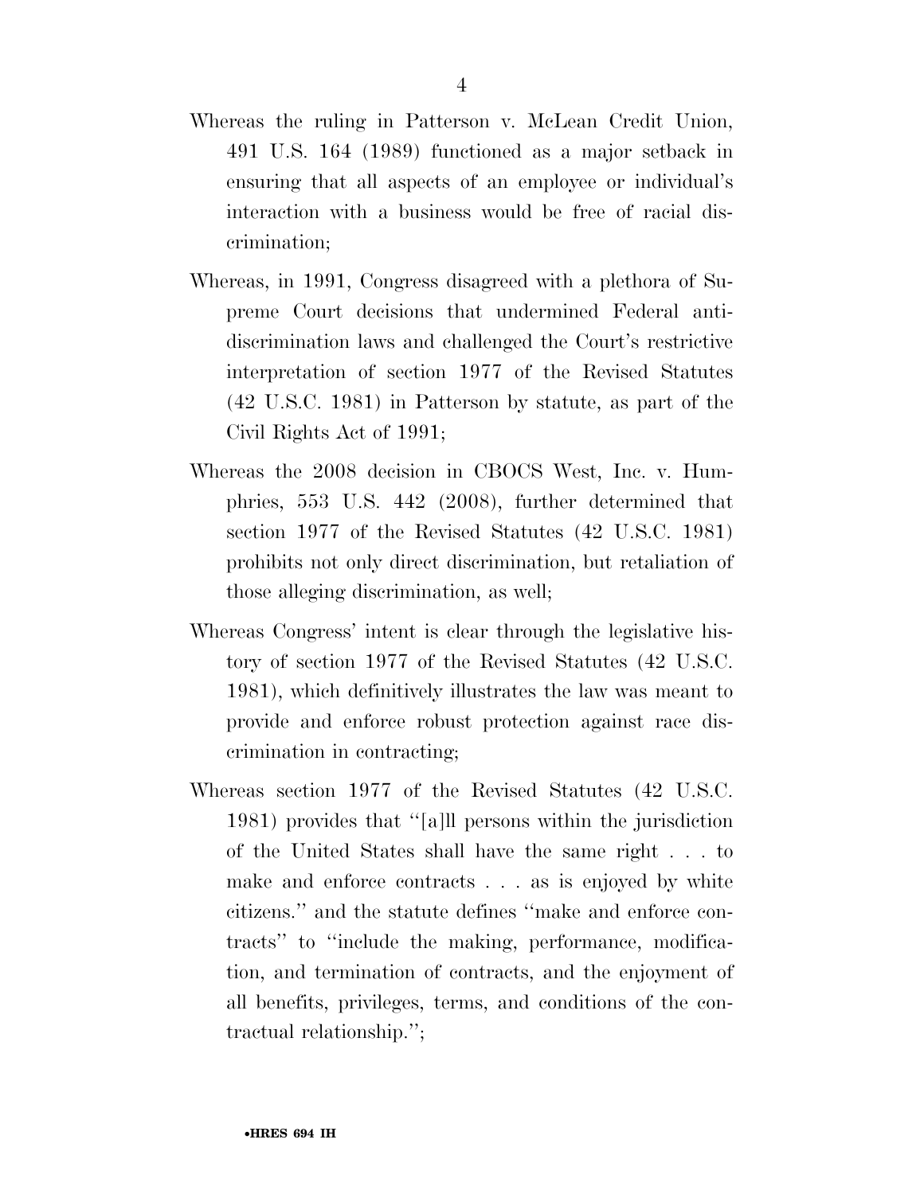Whereas the ruling in Patterson v. McLean Credit Union, 491 U.S. 164 (1989) functioned as a major setback in ensuring that all aspects of an employee or individual's interaction with a business would be free of racial discrimination;

Whereas, in 1991, Congress disagreed with a plethora of Supreme Court decisions that undermined Federal anti-discrimination laws and challenged the Court's restrictive interpretation of section 1977 of the Revised Statutes (42 U.S.C. 1981) in Patterson by statute, as part of the Civil Rights Act of 1991;

Whereas the 2008 decision in CBOCS West, Inc. v. Humphries, 553 U.S. 442 (2008), further determined that section 1977 of the Revised Statutes (42 U.S.C. 1981) prohibits not only direct discrimination, but retaliation of those alleging discrimination, as well;

Whereas Congress' intent is clear through the legislative history of section 1977 of the Revised Statutes (42 U.S.C. 1981), which definitively illustrates the law was meant to provide and enforce robust protection against race discrimination in contracting;

Whereas section 1977 of the Revised Statutes (42 U.S.C. 1981) provides that "[a]ll persons within the jurisdiction of the United States shall have the same right . . . to make and enforce contracts . . . as is enjoyed by white citizens." and the statute defines "make and enforce contracts" to "include the making, performance, modification, and termination of contracts, and the enjoyment of all benefits, privileges, terms, and conditions of the contractual relationship.";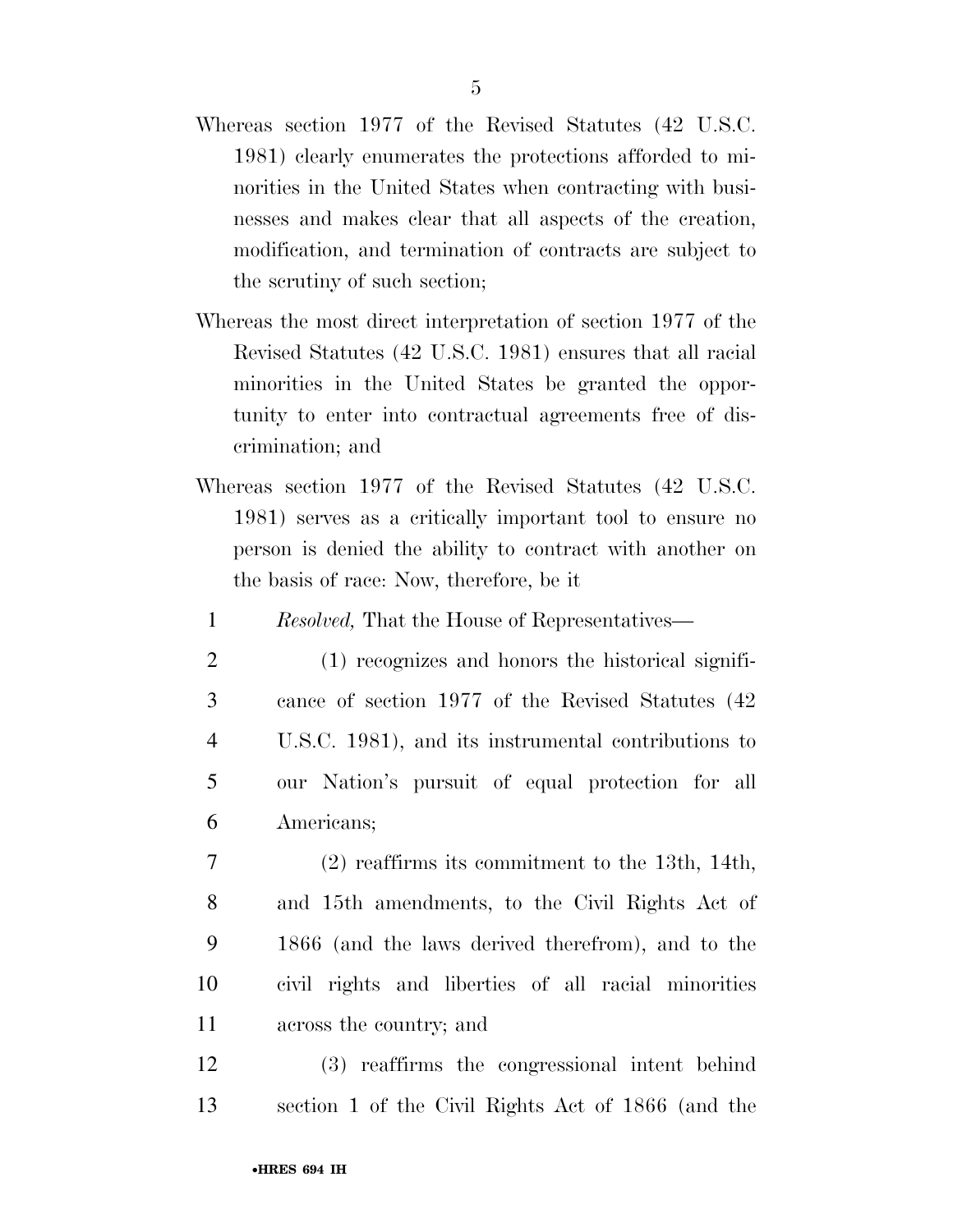Whereas section 1977 of the Revised Statutes (42 U.S.C. 1981) clearly enumerates the protections afforded to minorities in the United States when contracting with businesses and makes clear that all aspects of the creation, modification, and termination of contracts are subject to the scrutiny of such section;

Whereas the most direct interpretation of section 1977 of the Revised Statutes (42 U.S.C. 1981) ensures that all racial minorities in the United States be granted the opportunity to enter into contractual agreements free of discrimination; and

Whereas section 1977 of the Revised Statutes (42 U.S.C. 1981) serves as a critically important tool to ensure no person is denied the ability to contract with another on the basis of race: Now, therefore, be it

*Resolved,* That the House of Representatives—

(1) recognizes and honors the historical significance of section 1977 of the Revised Statutes (42 U.S.C. 1981), and its instrumental contributions to our Nation's pursuit of equal protection for all Americans;

(2) reaffirms its commitment to the 13th, 14th, and 15th amendments, to the Civil Rights Act of 1866 (and the laws derived therefrom), and to the civil rights and liberties of all racial minorities across the country; and

(3) reaffirms the congressional intent behind section 1 of the Civil Rights Act of 1866 (and the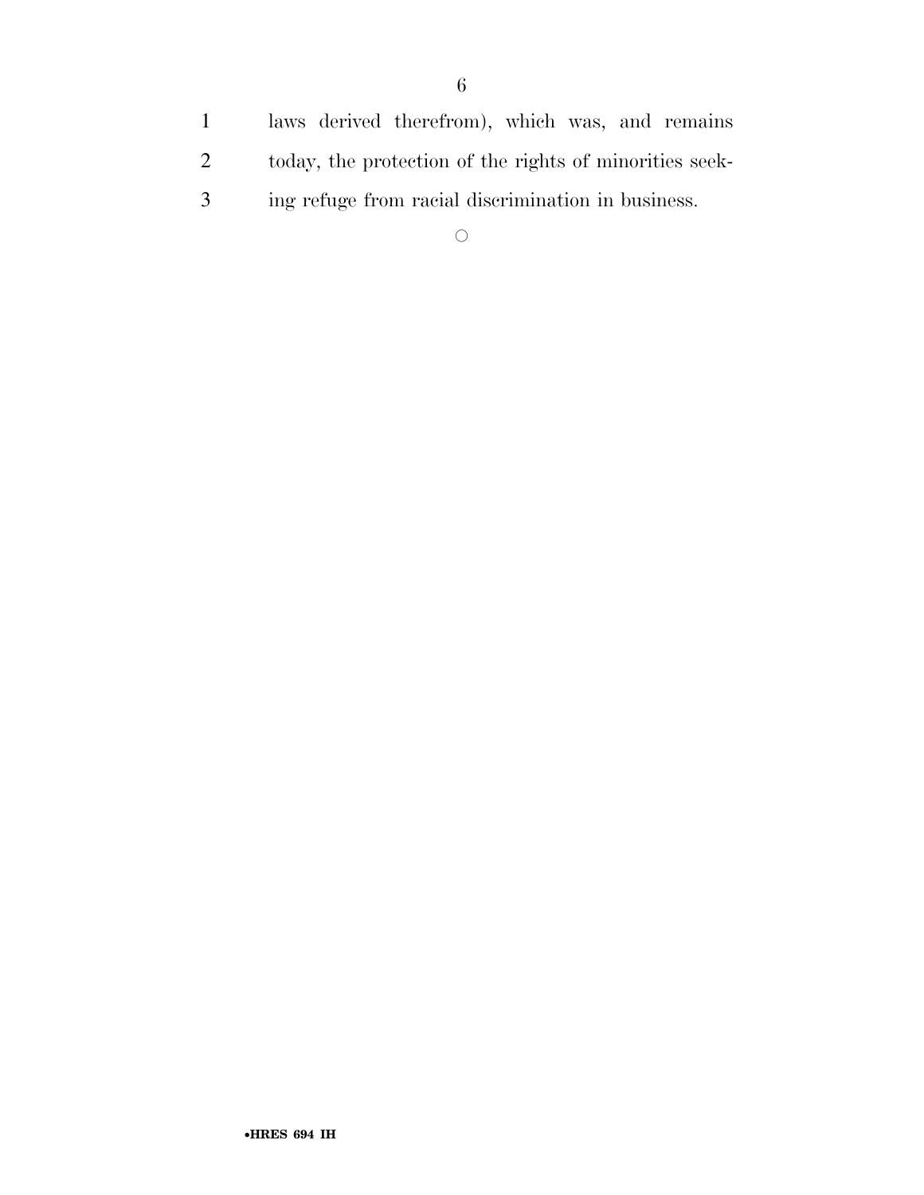laws derived therefrom), which was, and remains today, the protection of the rights of minorities seeking refuge from racial discrimination in business.

○